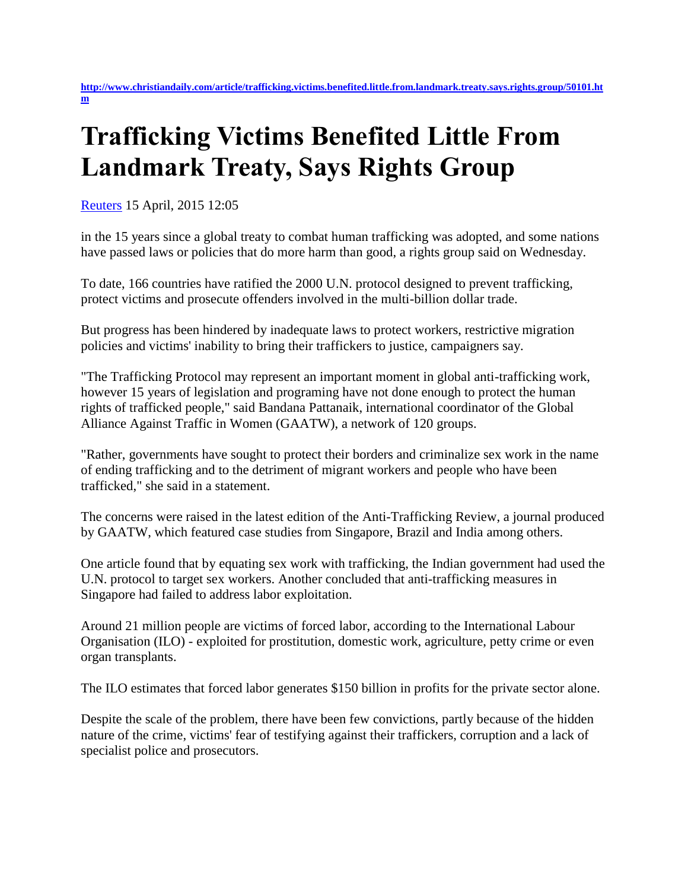http://www.christiandaily.com/article/trafficking.victims.benefited.little.from.landmark.treaty.says.rights.group/50101.htm

# Trafficking Victims Benefited Little From Landmark Treaty, Says Rights Group

Reuters 15 April, 2015 12:05

in the 15 years since a global treaty to combat human trafficking was adopted, and some nations have passed laws or policies that do more harm than good, a rights group said on Wednesday.

To date, 166 countries have ratified the 2000 U.N. protocol designed to prevent trafficking, protect victims and prosecute offenders involved in the multi-billion dollar trade.

But progress has been hindered by inadequate laws to protect workers, restrictive migration policies and victims' inability to bring their traffickers to justice, campaigners say.

"The Trafficking Protocol may represent an important moment in global anti-trafficking work, however 15 years of legislation and programing have not done enough to protect the human rights of trafficked people," said Bandana Pattanaik, international coordinator of the Global Alliance Against Traffic in Women (GAATW), a network of 120 groups.

"Rather, governments have sought to protect their borders and criminalize sex work in the name of ending trafficking and to the detriment of migrant workers and people who have been trafficked," she said in a statement.

The concerns were raised in the latest edition of the Anti-Trafficking Review, a journal produced by GAATW, which featured case studies from Singapore, Brazil and India among others.

One article found that by equating sex work with trafficking, the Indian government had used the U.N. protocol to target sex workers. Another concluded that anti-trafficking measures in Singapore had failed to address labor exploitation.

Around 21 million people are victims of forced labor, according to the International Labour Organisation (ILO) - exploited for prostitution, domestic work, agriculture, petty crime or even organ transplants.

The ILO estimates that forced labor generates $150 billion in profits for the private sector alone.

Despite the scale of the problem, there have been few convictions, partly because of the hidden nature of the crime, victims' fear of testifying against their traffickers, corruption and a lack of specialist police and prosecutors.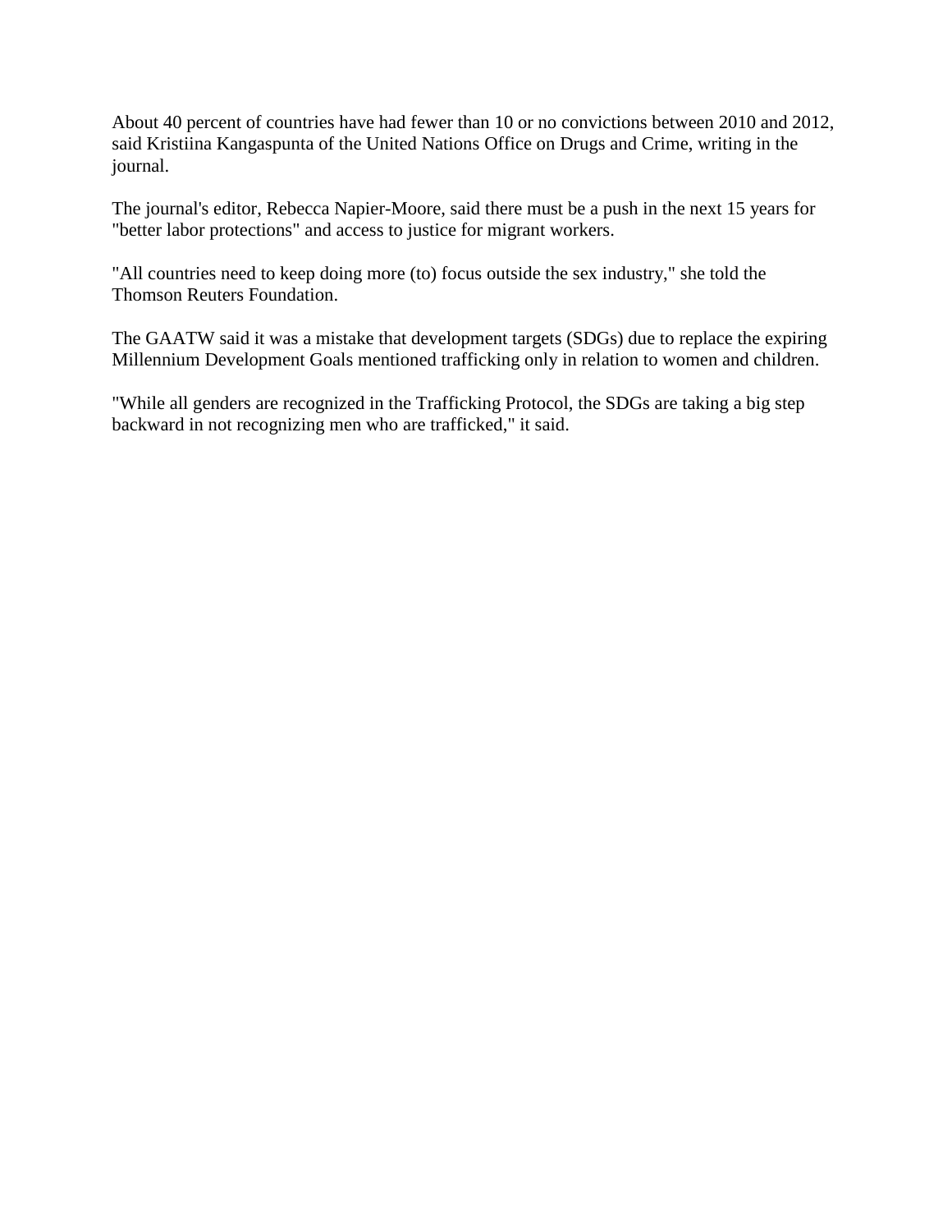About 40 percent of countries have had fewer than 10 or no convictions between 2010 and 2012, said Kristiina Kangaspunta of the United Nations Office on Drugs and Crime, writing in the journal.

The journal's editor, Rebecca Napier-Moore, said there must be a push in the next 15 years for "better labor protections" and access to justice for migrant workers.

"All countries need to keep doing more (to) focus outside the sex industry," she told the Thomson Reuters Foundation.

The GAATW said it was a mistake that development targets (SDGs) due to replace the expiring Millennium Development Goals mentioned trafficking only in relation to women and children.

"While all genders are recognized in the Trafficking Protocol, the SDGs are taking a big step backward in not recognizing men who are trafficked," it said.